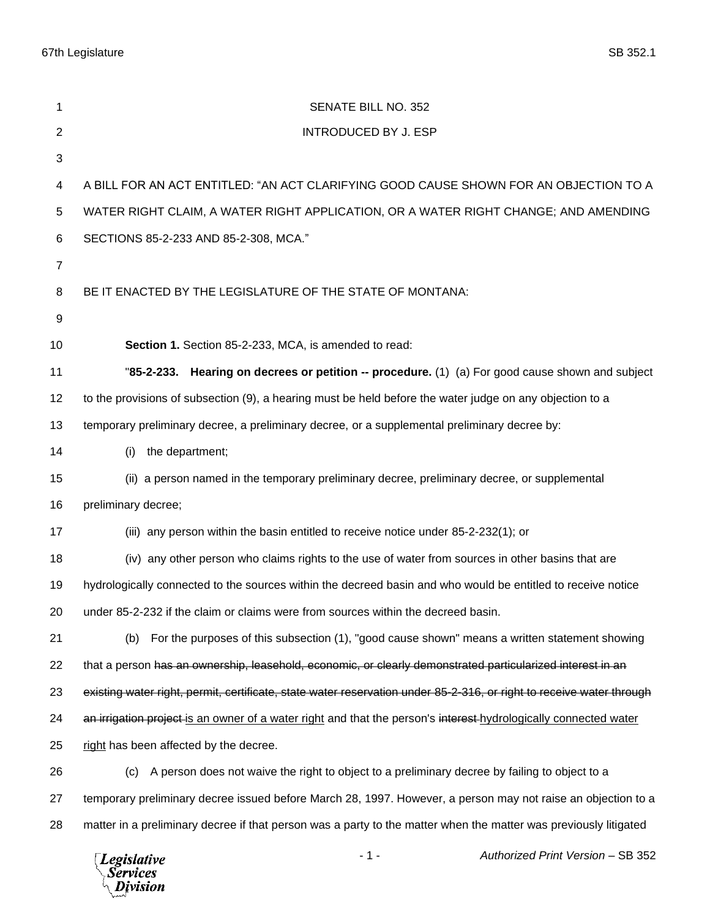SENATE BILL NO. 352

INTRODUCED BY J. ESP

A BILL FOR AN ACT ENTITLED: "AN ACT CLARIFYING GOOD CAUSE SHOWN FOR AN OBJECTION TO A WATER RIGHT CLAIM, A WATER RIGHT APPLICATION, OR A WATER RIGHT CHANGE; AND AMENDING SECTIONS 85-2-233 AND 85-2-308, MCA."

BE IT ENACTED BY THE LEGISLATURE OF THE STATE OF MONTANA:

**Section 1.** Section 85-2-233, MCA, is amended to read:

"**85-2-233. Hearing on decrees or petition -- procedure.** (1) (a) For good cause shown and subject to the provisions of subsection (9), a hearing must be held before the water judge on any objection to a temporary preliminary decree, a preliminary decree, or a supplemental preliminary decree by:

(i) the department;

(ii) a person named in the temporary preliminary decree, preliminary decree, or supplemental preliminary decree;

(iii) any person within the basin entitled to receive notice under 85-2-232(1); or

(iv) any other person who claims rights to the use of water from sources in other basins that are hydrologically connected to the sources within the decreed basin and who would be entitled to receive notice under 85-2-232 if the claim or claims were from sources within the decreed basin.

(b) For the purposes of this subsection (1), "good cause shown" means a written statement showing that a person ~~has an ownership, leasehold, economic, or clearly demonstrated particularized interest in an existing water right, permit, certificate, state water reservation under 85-2-316, or right to receive water through an irrigation project~~ <u>is an owner of a water right</u> and that the person's ~~interest~~ <u>hydrologically connected water right</u> has been affected by the decree.

(c) A person does not waive the right to object to a preliminary decree by failing to object to a temporary preliminary decree issued before March 28, 1997. However, a person may not raise an objection to a matter in a preliminary decree if that person was a party to the matter when the matter was previously litigated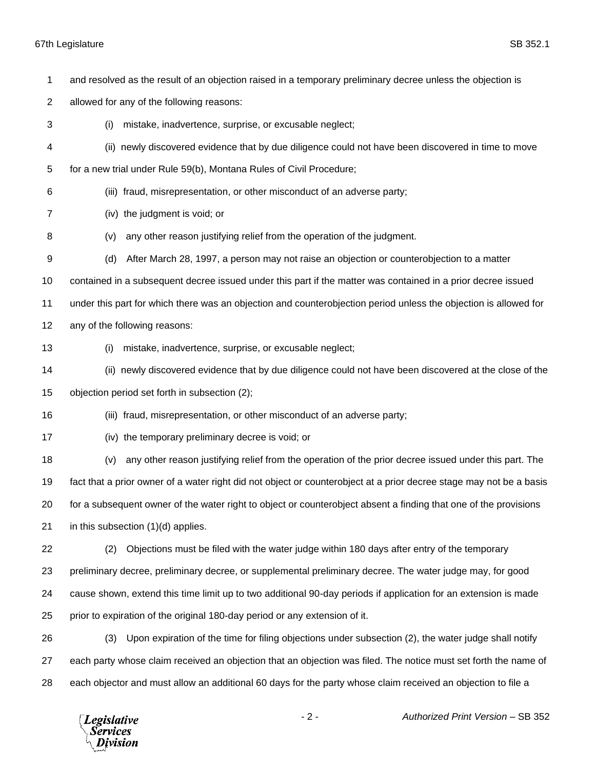and resolved as the result of an objection raised in a temporary preliminary decree unless the objection is allowed for any of the following reasons:

(i) mistake, inadvertence, surprise, or excusable neglect;

(ii) newly discovered evidence that by due diligence could not have been discovered in time to move for a new trial under Rule 59(b), Montana Rules of Civil Procedure;

(iii) fraud, misrepresentation, or other misconduct of an adverse party;

(iv) the judgment is void; or

(v) any other reason justifying relief from the operation of the judgment.

(d) After March 28, 1997, a person may not raise an objection or counterobjection to a matter contained in a subsequent decree issued under this part if the matter was contained in a prior decree issued under this part for which there was an objection and counterobjection period unless the objection is allowed for any of the following reasons:

(i) mistake, inadvertence, surprise, or excusable neglect;

(ii) newly discovered evidence that by due diligence could not have been discovered at the close of the objection period set forth in subsection (2);

(iii) fraud, misrepresentation, or other misconduct of an adverse party;

(iv) the temporary preliminary decree is void; or

(v) any other reason justifying relief from the operation of the prior decree issued under this part. The fact that a prior owner of a water right did not object or counterobject at a prior decree stage may not be a basis for a subsequent owner of the water right to object or counterobject absent a finding that one of the provisions in this subsection (1)(d) applies.

(2) Objections must be filed with the water judge within 180 days after entry of the temporary preliminary decree, preliminary decree, or supplemental preliminary decree. The water judge may, for good cause shown, extend this time limit up to two additional 90-day periods if application for an extension is made prior to expiration of the original 180-day period or any extension of it.

(3) Upon expiration of the time for filing objections under subsection (2), the water judge shall notify each party whose claim received an objection that an objection was filed. The notice must set forth the name of each objector and must allow an additional 60 days for the party whose claim received an objection to file a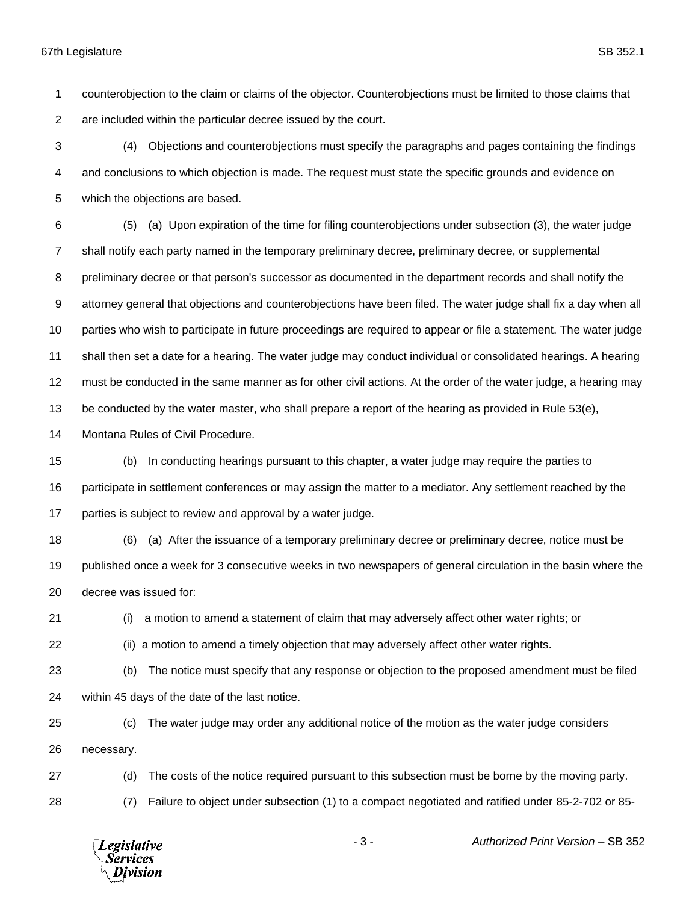counterobjection to the claim or claims of the objector. Counterobjections must be limited to those claims that are included within the particular decree issued by the court.

(4) Objections and counterobjections must specify the paragraphs and pages containing the findings and conclusions to which objection is made. The request must state the specific grounds and evidence on which the objections are based.

(5) (a) Upon expiration of the time for filing counterobjections under subsection (3), the water judge shall notify each party named in the temporary preliminary decree, preliminary decree, or supplemental preliminary decree or that person's successor as documented in the department records and shall notify the attorney general that objections and counterobjections have been filed. The water judge shall fix a day when all parties who wish to participate in future proceedings are required to appear or file a statement. The water judge shall then set a date for a hearing. The water judge may conduct individual or consolidated hearings. A hearing must be conducted in the same manner as for other civil actions. At the order of the water judge, a hearing may be conducted by the water master, who shall prepare a report of the hearing as provided in Rule 53(e), Montana Rules of Civil Procedure.

(b) In conducting hearings pursuant to this chapter, a water judge may require the parties to participate in settlement conferences or may assign the matter to a mediator. Any settlement reached by the parties is subject to review and approval by a water judge.

(6) (a) After the issuance of a temporary preliminary decree or preliminary decree, notice must be published once a week for 3 consecutive weeks in two newspapers of general circulation in the basin where the decree was issued for:

(i) a motion to amend a statement of claim that may adversely affect other water rights; or

(ii) a motion to amend a timely objection that may adversely affect other water rights.

(b) The notice must specify that any response or objection to the proposed amendment must be filed within 45 days of the date of the last notice.

(c) The water judge may order any additional notice of the motion as the water judge considers necessary.

(d) The costs of the notice required pursuant to this subsection must be borne by the moving party.

(7) Failure to object under subsection (1) to a compact negotiated and ratified under 85-2-702 or 85-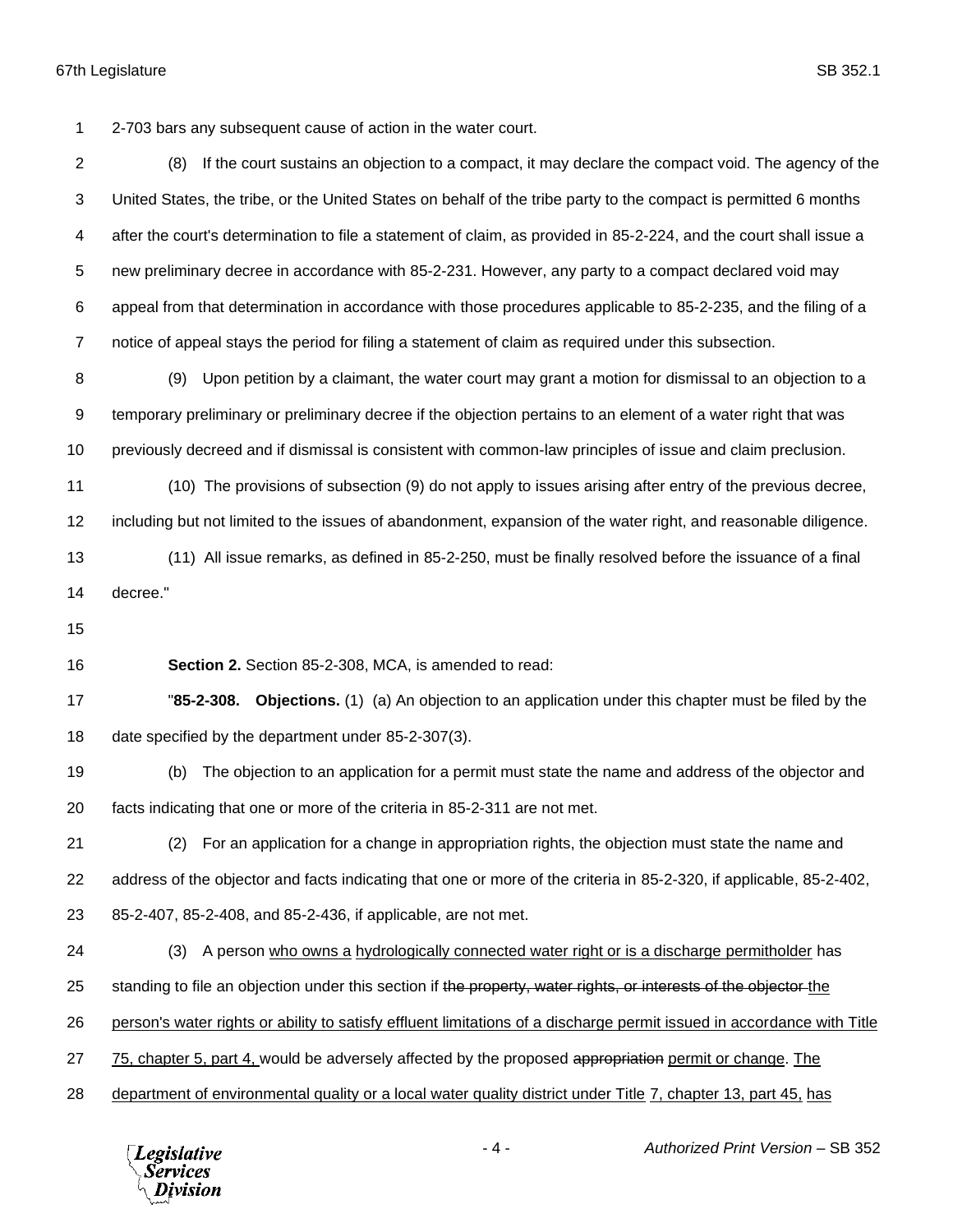2-703 bars any subsequent cause of action in the water court.

(8) If the court sustains an objection to a compact, it may declare the compact void. The agency of the United States, the tribe, or the United States on behalf of the tribe party to the compact is permitted 6 months after the court's determination to file a statement of claim, as provided in 85-2-224, and the court shall issue a new preliminary decree in accordance with 85-2-231. However, any party to a compact declared void may appeal from that determination in accordance with those procedures applicable to 85-2-235, and the filing of a notice of appeal stays the period for filing a statement of claim as required under this subsection.

(9) Upon petition by a claimant, the water court may grant a motion for dismissal to an objection to a temporary preliminary or preliminary decree if the objection pertains to an element of a water right that was previously decreed and if dismissal is consistent with common-law principles of issue and claim preclusion.

(10) The provisions of subsection (9) do not apply to issues arising after entry of the previous decree, including but not limited to the issues of abandonment, expansion of the water right, and reasonable diligence.

(11) All issue remarks, as defined in 85-2-250, must be finally resolved before the issuance of a final decree."

**Section 2.** Section 85-2-308, MCA, is amended to read:

"**85-2-308. Objections.** (1) (a) An objection to an application under this chapter must be filed by the date specified by the department under 85-2-307(3).

(b) The objection to an application for a permit must state the name and address of the objector and facts indicating that one or more of the criteria in 85-2-311 are not met.

(2) For an application for a change in appropriation rights, the objection must state the name and address of the objector and facts indicating that one or more of the criteria in 85-2-320, if applicable, 85-2-402, 85-2-407, 85-2-408, and 85-2-436, if applicable, are not met.

(3) A person <u>who owns a</u> <u>hydrologically connected water right or is a discharge permitholder</u> has standing to file an objection under this section if ~~the property, water rights, or interests of the objector~~ <u>the person's water rights or ability to satisfy effluent limitations of a discharge permit issued in accordance with Title 75, chapter 5, part 4,</u> would be adversely affected by the proposed ~~appropriation~~ <u>permit or change</u>. <u>The department of environmental quality or a local water quality district under Title</u> <u>7, chapter 13, part 45,</u> <u>has</u>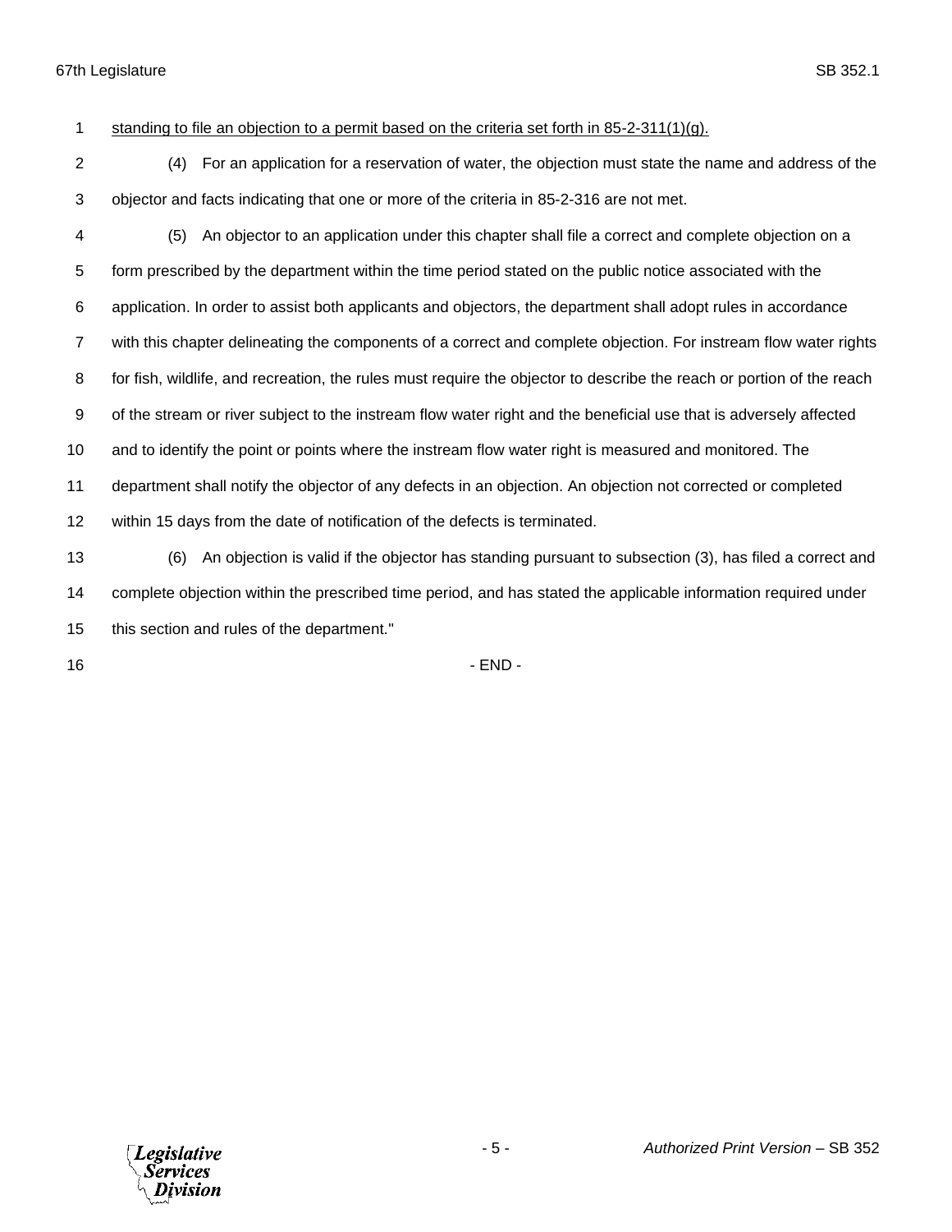standing to file an objection to a permit based on the criteria set forth in 85-2-311(1)(g).

(4) For an application for a reservation of water, the objection must state the name and address of the objector and facts indicating that one or more of the criteria in 85-2-316 are not met.

(5) An objector to an application under this chapter shall file a correct and complete objection on a form prescribed by the department within the time period stated on the public notice associated with the application. In order to assist both applicants and objectors, the department shall adopt rules in accordance with this chapter delineating the components of a correct and complete objection. For instream flow water rights for fish, wildlife, and recreation, the rules must require the objector to describe the reach or portion of the reach of the stream or river subject to the instream flow water right and the beneficial use that is adversely affected and to identify the point or points where the instream flow water right is measured and monitored. The department shall notify the objector of any defects in an objection. An objection not corrected or completed within 15 days from the date of notification of the defects is terminated.

(6) An objection is valid if the objector has standing pursuant to subsection (3), has filed a correct and complete objection within the prescribed time period, and has stated the applicable information required under this section and rules of the department."

\- END -